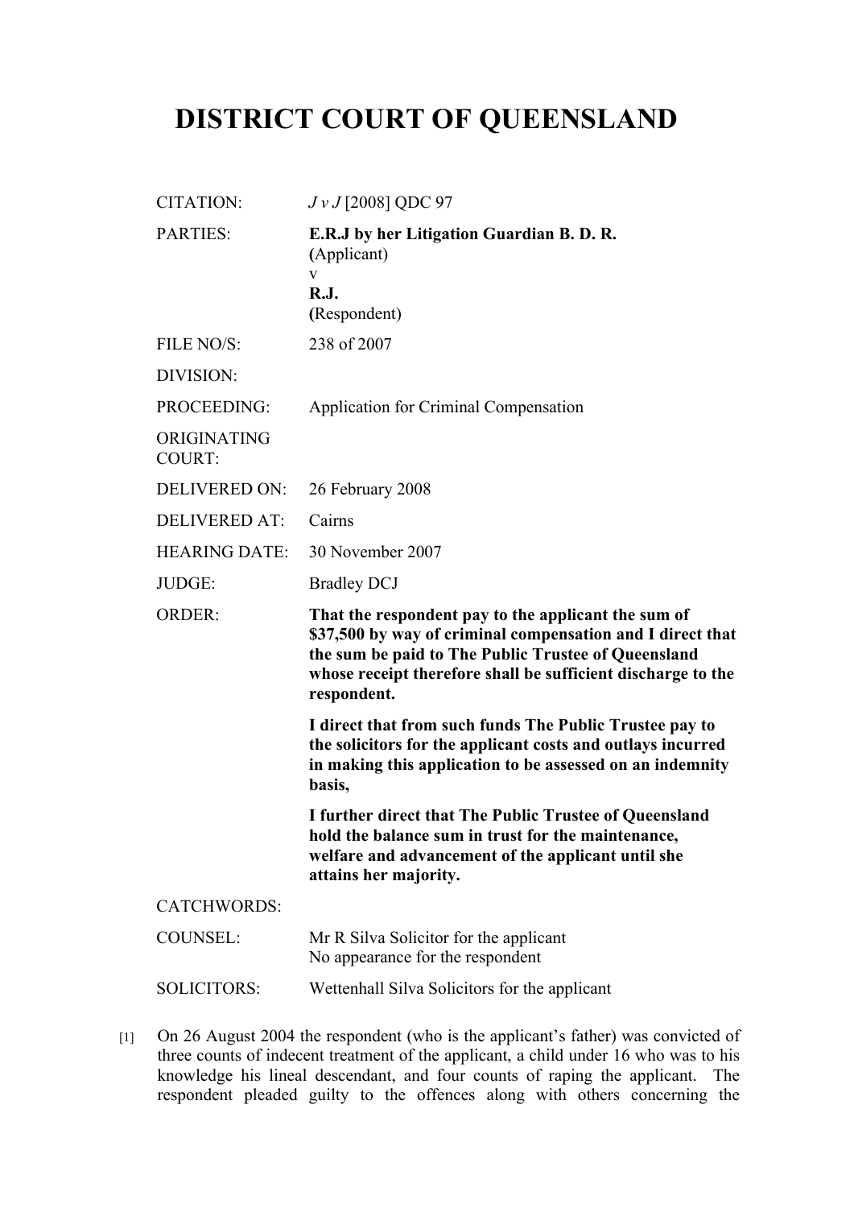# DISTRICT COURT OF QUEENSLAND

| | |
|---|---|
| CITATION: | *J v J* [2008] QDC 97 |
| PARTIES: | **E.R.J by her Litigation Guardian B. D. R.** **(**Applicant) v **R.J.** **(**Respondent) |
| FILE NO/S: | 238 of 2007 |
| DIVISION: | |
| PROCEEDING: | Application for Criminal Compensation |
| ORIGINATING COURT: | |
| DELIVERED ON: | 26 February 2008 |
| DELIVERED AT: | Cairns |
| HEARING DATE: | 30 November 2007 |
| JUDGE: | Bradley DCJ |
| ORDER: | **That the respondent pay to the applicant the sum of $37,500 by way of criminal compensation and I direct that the sum be paid to The Public Trustee of Queensland whose receipt therefore shall be sufficient discharge to the respondent.** **I direct that from such funds The Public Trustee pay to the solicitors for the applicant costs and outlays incurred in making this application to be assessed on an indemnity basis,** **I further direct that The Public Trustee of Queensland hold the balance sum in trust for the maintenance, welfare and advancement of the applicant until she attains her majority.** |
| CATCHWORDS: | |
| COUNSEL: | Mr R Silva Solicitor for the applicant No appearance for the respondent |
| SOLICITORS: | Wettenhall Silva Solicitors for the applicant |

[1] On 26 August 2004 the respondent (who is the applicant's father) was convicted of three counts of indecent treatment of the applicant, a child under 16 who was to his knowledge his lineal descendant, and four counts of raping the applicant. The respondent pleaded guilty to the offences along with others concerning the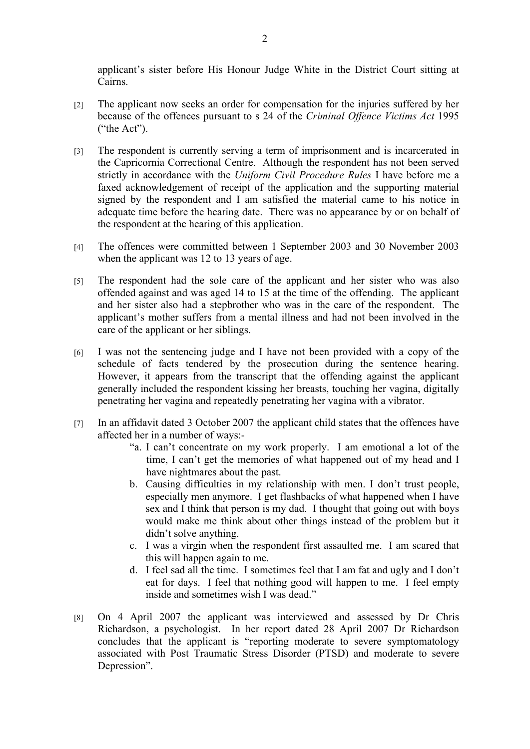applicant's sister before His Honour Judge White in the District Court sitting at Cairns.

[2] The applicant now seeks an order for compensation for the injuries suffered by her because of the offences pursuant to s 24 of the *Criminal Offence Victims Act* 1995 ("the Act").

[3] The respondent is currently serving a term of imprisonment and is incarcerated in the Capricornia Correctional Centre. Although the respondent has not been served strictly in accordance with the *Uniform Civil Procedure Rules* I have before me a faxed acknowledgement of receipt of the application and the supporting material signed by the respondent and I am satisfied the material came to his notice in adequate time before the hearing date. There was no appearance by or on behalf of the respondent at the hearing of this application.

[4] The offences were committed between 1 September 2003 and 30 November 2003 when the applicant was 12 to 13 years of age.

[5] The respondent had the sole care of the applicant and her sister who was also offended against and was aged 14 to 15 at the time of the offending. The applicant and her sister also had a stepbrother who was in the care of the respondent. The applicant's mother suffers from a mental illness and had not been involved in the care of the applicant or her siblings.

[6] I was not the sentencing judge and I have not been provided with a copy of the schedule of facts tendered by the prosecution during the sentence hearing. However, it appears from the transcript that the offending against the applicant generally included the respondent kissing her breasts, touching her vagina, digitally penetrating her vagina and repeatedly penetrating her vagina with a vibrator.

[7] In an affidavit dated 3 October 2007 the applicant child states that the offences have affected her in a number of ways:-

> "a. I can't concentrate on my work properly. I am emotional a lot of the time, I can't get the memories of what happened out of my head and I have nightmares about the past.
>
> b. Causing difficulties in my relationship with men. I don't trust people, especially men anymore. I get flashbacks of what happened when I have sex and I think that person is my dad. I thought that going out with boys would make me think about other things instead of the problem but it didn't solve anything.
>
> c. I was a virgin when the respondent first assaulted me. I am scared that this will happen again to me.
>
> d. I feel sad all the time. I sometimes feel that I am fat and ugly and I don't eat for days. I feel that nothing good will happen to me. I feel empty inside and sometimes wish I was dead."

[8] On 4 April 2007 the applicant was interviewed and assessed by Dr Chris Richardson, a psychologist. In her report dated 28 April 2007 Dr Richardson concludes that the applicant is "reporting moderate to severe symptomatology associated with Post Traumatic Stress Disorder (PTSD) and moderate to severe Depression".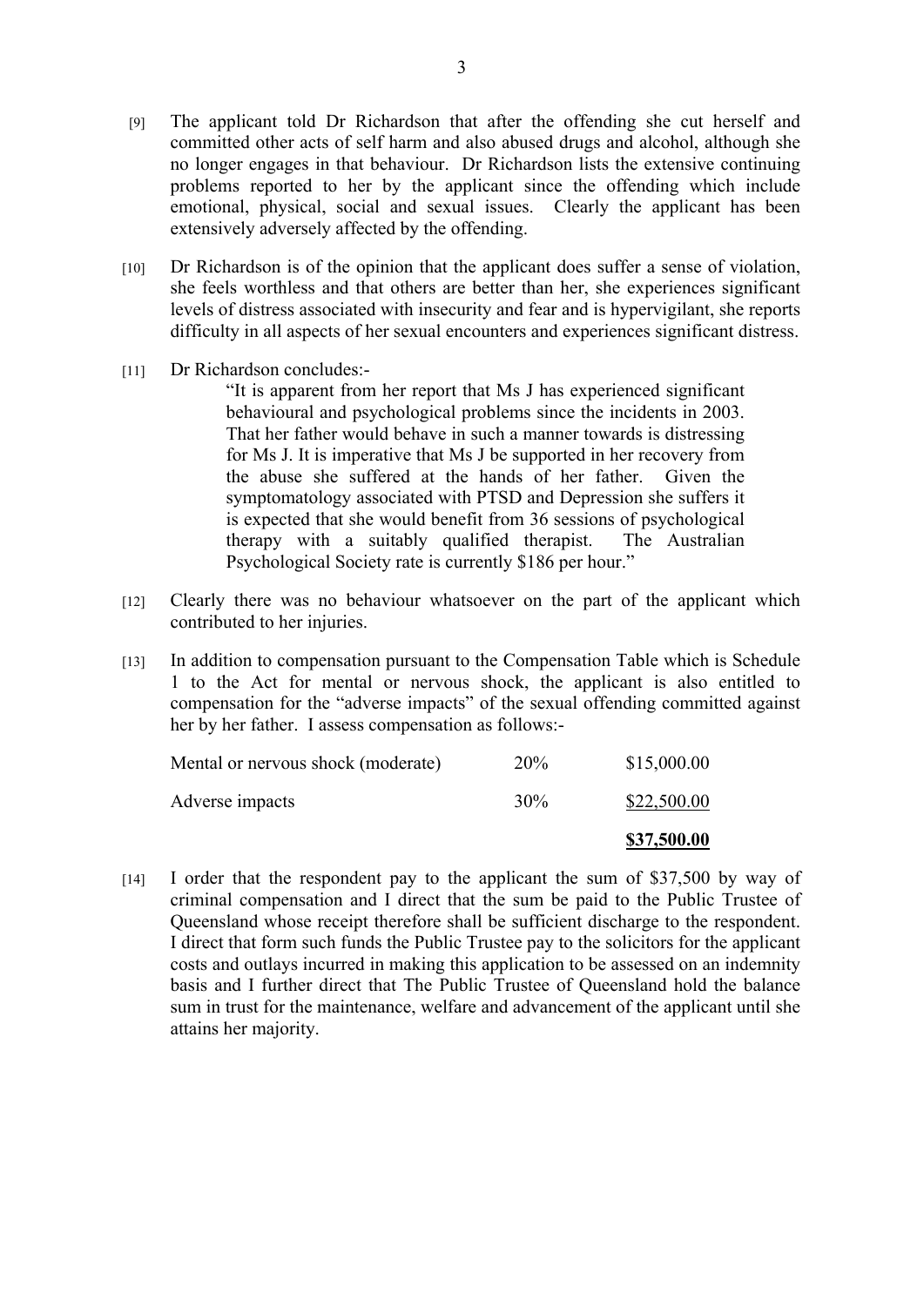[9] The applicant told Dr Richardson that after the offending she cut herself and committed other acts of self harm and also abused drugs and alcohol, although she no longer engages in that behaviour. Dr Richardson lists the extensive continuing problems reported to her by the applicant since the offending which include emotional, physical, social and sexual issues. Clearly the applicant has been extensively adversely affected by the offending.

[10] Dr Richardson is of the opinion that the applicant does suffer a sense of violation, she feels worthless and that others are better than her, she experiences significant levels of distress associated with insecurity and fear and is hypervigilant, she reports difficulty in all aspects of her sexual encounters and experiences significant distress.

[11] Dr Richardson concludes:-

> "It is apparent from her report that Ms J has experienced significant behavioural and psychological problems since the incidents in 2003. That her father would behave in such a manner towards is distressing for Ms J. It is imperative that Ms J be supported in her recovery from the abuse she suffered at the hands of her father. Given the symptomatology associated with PTSD and Depression she suffers it is expected that she would benefit from 36 sessions of psychological therapy with a suitably qualified therapist. The Australian Psychological Society rate is currently $186 per hour."

[12] Clearly there was no behaviour whatsoever on the part of the applicant which contributed to her injuries.

[13] In addition to compensation pursuant to the Compensation Table which is Schedule 1 to the Act for mental or nervous shock, the applicant is also entitled to compensation for the "adverse impacts" of the sexual offending committed against her by her father. I assess compensation as follows:-

| | | |
|---|---|---|
| Mental or nervous shock (moderate) | 20% | $15,000.00 |
| Adverse impacts | 30% | $22,500.00 |
| | | **$37,500.00** |

[14] I order that the respondent pay to the applicant the sum of $37,500 by way of criminal compensation and I direct that the sum be paid to the Public Trustee of Queensland whose receipt therefore shall be sufficient discharge to the respondent. I direct that form such funds the Public Trustee pay to the solicitors for the applicant costs and outlays incurred in making this application to be assessed on an indemnity basis and I further direct that The Public Trustee of Queensland hold the balance sum in trust for the maintenance, welfare and advancement of the applicant until she attains her majority.